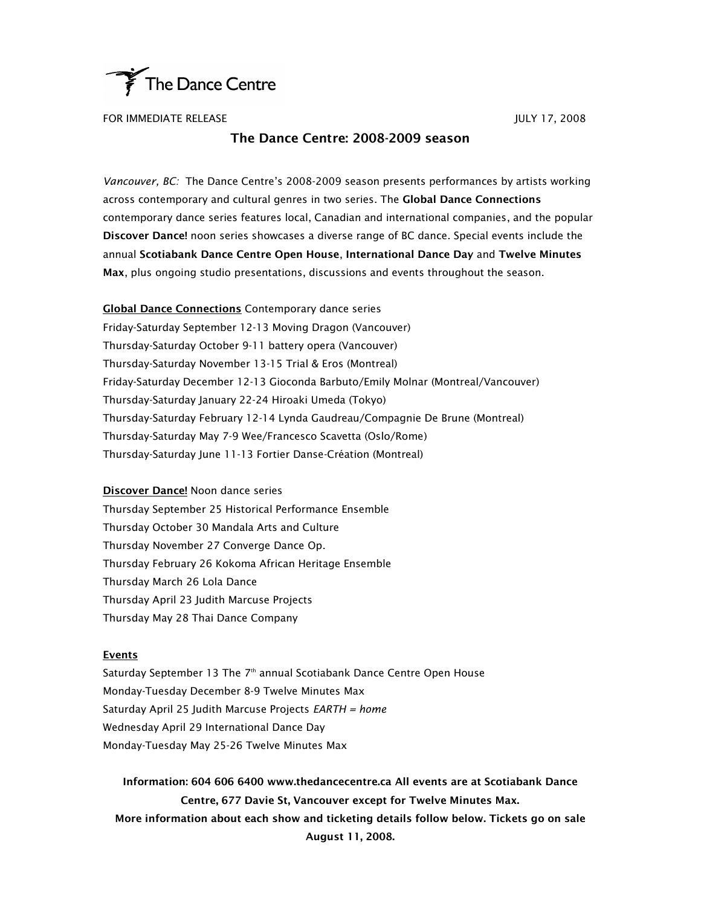The Dance Centre

FOR IMMEDIATE RELEASE JULY 17, 2008

# The Dance Centre: 2008-2009 season

*Vancouver, BC:* The Dance Centre's 2008-2009 season presents performances by artists working across contemporary and cultural genres in two series. The **Global Dance Connections** contemporary dance series features local, Canadian and international companies, and the popular **Discover Dance!** noon series showcases a diverse range of BC dance. Special events include the annual **Scotiabank Dance Centre Open House**, **International Dance Day** and **Twelve Minutes Max**, plus ongoing studio presentations, discussions and events throughout the season.

**Global Dance Connections** Contemporary dance series
Friday-Saturday September 12-13 Moving Dragon (Vancouver)
Thursday-Saturday October 9-11 battery opera (Vancouver)
Thursday-Saturday November 13-15 Trial & Eros (Montreal)
Friday-Saturday December 12-13 Gioconda Barbuto/Emily Molnar (Montreal/Vancouver)
Thursday-Saturday January 22-24 Hiroaki Umeda (Tokyo)
Thursday-Saturday February 12-14 Lynda Gaudreau/Compagnie De Brune (Montreal)
Thursday-Saturday May 7-9 Wee/Francesco Scavetta (Oslo/Rome)
Thursday-Saturday June 11-13 Fortier Danse-Création (Montreal)

**Discover Dance!** Noon dance series
Thursday September 25 Historical Performance Ensemble
Thursday October 30 Mandala Arts and Culture
Thursday November 27 Converge Dance Op.
Thursday February 26 Kokoma African Heritage Ensemble
Thursday March 26 Lola Dance
Thursday April 23 Judith Marcuse Projects
Thursday May 28 Thai Dance Company

**Events**
Saturday September 13 The 7th annual Scotiabank Dance Centre Open House
Monday-Tuesday December 8-9 Twelve Minutes Max
Saturday April 25 Judith Marcuse Projects *EARTH = home*
Wednesday April 29 International Dance Day
Monday-Tuesday May 25-26 Twelve Minutes Max

**Information: 604 606 6400 www.thedancecentre.ca All events are at Scotiabank Dance Centre, 677 Davie St, Vancouver except for Twelve Minutes Max.**
**More information about each show and ticketing details follow below. Tickets go on sale August 11, 2008.**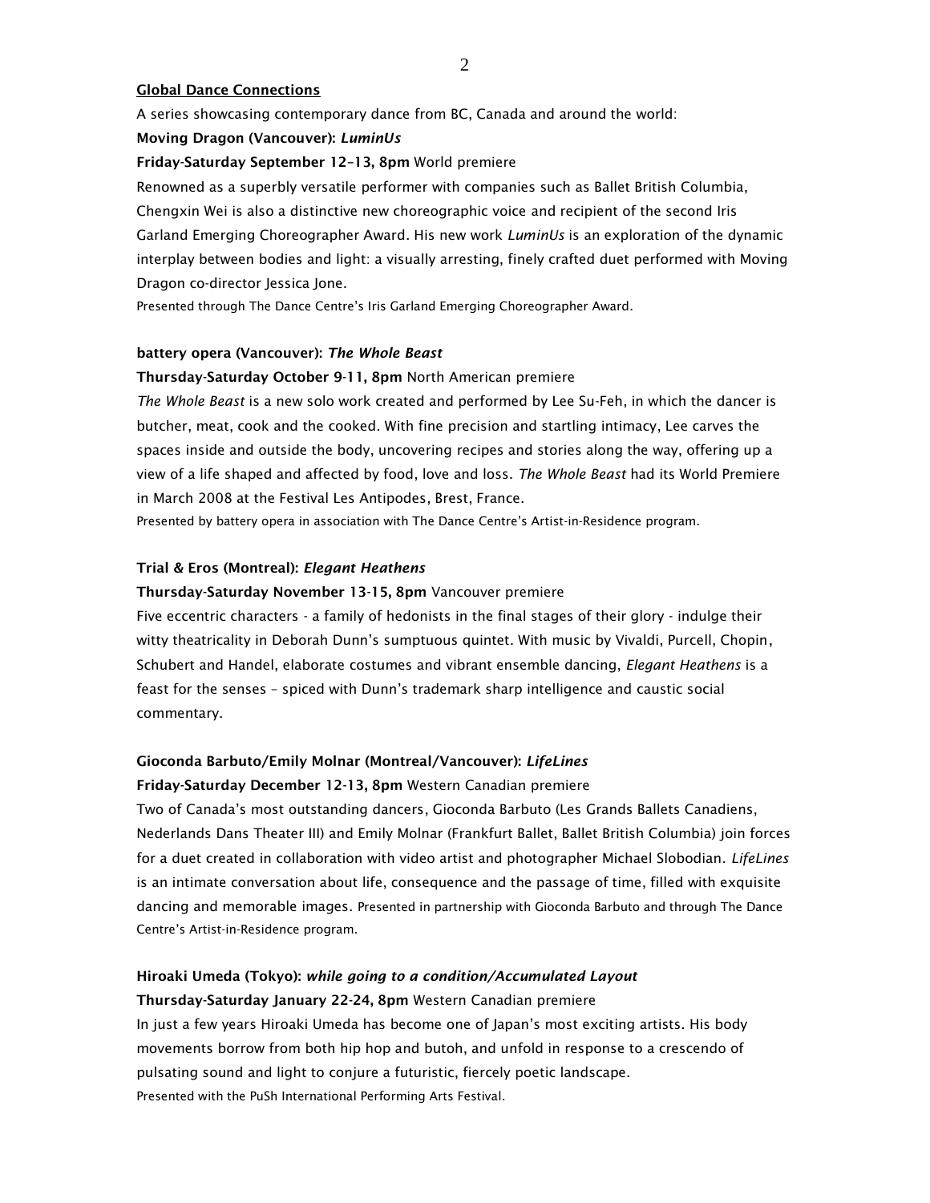## Global Dance Connections

A series showcasing contemporary dance from BC, Canada and around the world:

**Moving Dragon (Vancouver):** ***LuminUs***

**Friday-Saturday September 12–13, 8pm** World premiere

Renowned as a superbly versatile performer with companies such as Ballet British Columbia, Chengxin Wei is also a distinctive new choreographic voice and recipient of the second Iris Garland Emerging Choreographer Award. His new work *LuminUs* is an exploration of the dynamic interplay between bodies and light: a visually arresting, finely crafted duet performed with Moving Dragon co-director Jessica Jone.

Presented through The Dance Centre's Iris Garland Emerging Choreographer Award.

**battery opera (Vancouver):** ***The Whole Beast***

**Thursday-Saturday October 9-11, 8pm** North American premiere

*The Whole Beast* is a new solo work created and performed by Lee Su-Feh, in which the dancer is butcher, meat, cook and the cooked. With fine precision and startling intimacy, Lee carves the spaces inside and outside the body, uncovering recipes and stories along the way, offering up a view of a life shaped and affected by food, love and loss. *The Whole Beast* had its World Premiere in March 2008 at the Festival Les Antipodes, Brest, France.

Presented by battery opera in association with The Dance Centre's Artist-in-Residence program.

**Trial & Eros (Montreal):** ***Elegant Heathens***

**Thursday-Saturday November 13-15, 8pm** Vancouver premiere

Five eccentric characters - a family of hedonists in the final stages of their glory - indulge their witty theatricality in Deborah Dunn's sumptuous quintet. With music by Vivaldi, Purcell, Chopin, Schubert and Handel, elaborate costumes and vibrant ensemble dancing, *Elegant Heathens* is a feast for the senses – spiced with Dunn's trademark sharp intelligence and caustic social commentary.

**Gioconda Barbuto/Emily Molnar (Montreal/Vancouver):** ***LifeLines***

**Friday-Saturday December 12-13, 8pm** Western Canadian premiere

Two of Canada's most outstanding dancers, Gioconda Barbuto (Les Grands Ballets Canadiens, Nederlands Dans Theater III) and Emily Molnar (Frankfurt Ballet, Ballet British Columbia) join forces for a duet created in collaboration with video artist and photographer Michael Slobodian. *LifeLines* is an intimate conversation about life, consequence and the passage of time, filled with exquisite dancing and memorable images. Presented in partnership with Gioconda Barbuto and through The Dance Centre's Artist-in-Residence program.

**Hiroaki Umeda (Tokyo):** ***while going to a condition/Accumulated Layout***

**Thursday-Saturday January 22-24, 8pm** Western Canadian premiere

In just a few years Hiroaki Umeda has become one of Japan's most exciting artists. His body movements borrow from both hip hop and butoh, and unfold in response to a crescendo of pulsating sound and light to conjure a futuristic, fiercely poetic landscape.

Presented with the PuSh International Performing Arts Festival.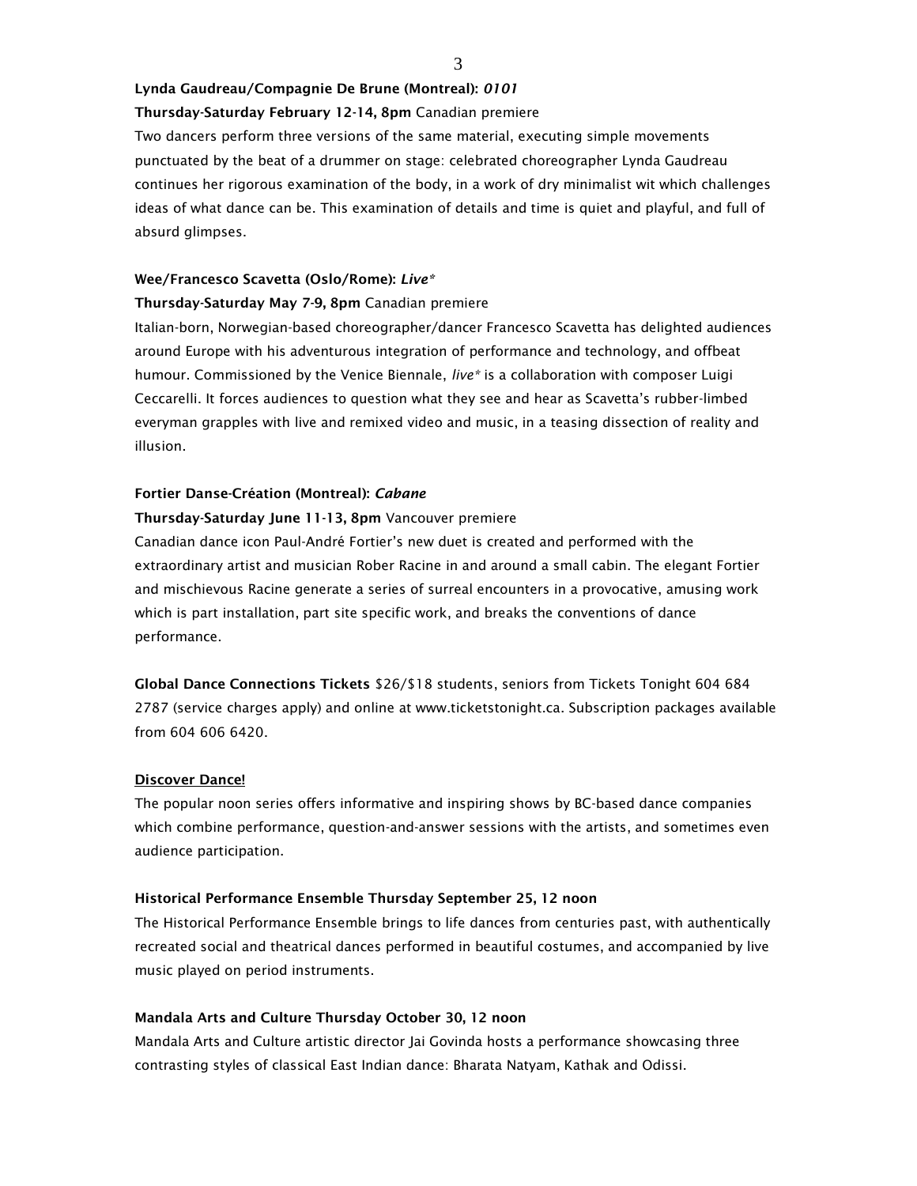**Lynda Gaudreau/Compagnie De Brune (Montreal): *0101***

**Thursday-Saturday February 12-14, 8pm** Canadian premiere

Two dancers perform three versions of the same material, executing simple movements punctuated by the beat of a drummer on stage: celebrated choreographer Lynda Gaudreau continues her rigorous examination of the body, in a work of dry minimalist wit which challenges ideas of what dance can be. This examination of details and time is quiet and playful, and full of absurd glimpses.

**Wee/Francesco Scavetta (Oslo/Rome): *Live****

**Thursday-Saturday May 7-9, 8pm** Canadian premiere

Italian-born, Norwegian-based choreographer/dancer Francesco Scavetta has delighted audiences around Europe with his adventurous integration of performance and technology, and offbeat humour. Commissioned by the Venice Biennale, *live** is a collaboration with composer Luigi Ceccarelli. It forces audiences to question what they see and hear as Scavetta's rubber-limbed everyman grapples with live and remixed video and music, in a teasing dissection of reality and illusion.

**Fortier Danse-Création (Montreal): *Cabane***

**Thursday-Saturday June 11-13, 8pm** Vancouver premiere

Canadian dance icon Paul-André Fortier's new duet is created and performed with the extraordinary artist and musician Rober Racine in and around a small cabin. The elegant Fortier and mischievous Racine generate a series of surreal encounters in a provocative, amusing work which is part installation, part site specific work, and breaks the conventions of dance performance.

**Global Dance Connections Tickets** $26/$18 students, seniors from Tickets Tonight 604 684 2787 (service charges apply) and online at www.ticketstonight.ca. Subscription packages available from 604 606 6420.

**Discover Dance!**

The popular noon series offers informative and inspiring shows by BC-based dance companies which combine performance, question-and-answer sessions with the artists, and sometimes even audience participation.

**Historical Performance Ensemble Thursday September 25, 12 noon**

The Historical Performance Ensemble brings to life dances from centuries past, with authentically recreated social and theatrical dances performed in beautiful costumes, and accompanied by live music played on period instruments.

**Mandala Arts and Culture Thursday October 30, 12 noon**

Mandala Arts and Culture artistic director Jai Govinda hosts a performance showcasing three contrasting styles of classical East Indian dance: Bharata Natyam, Kathak and Odissi.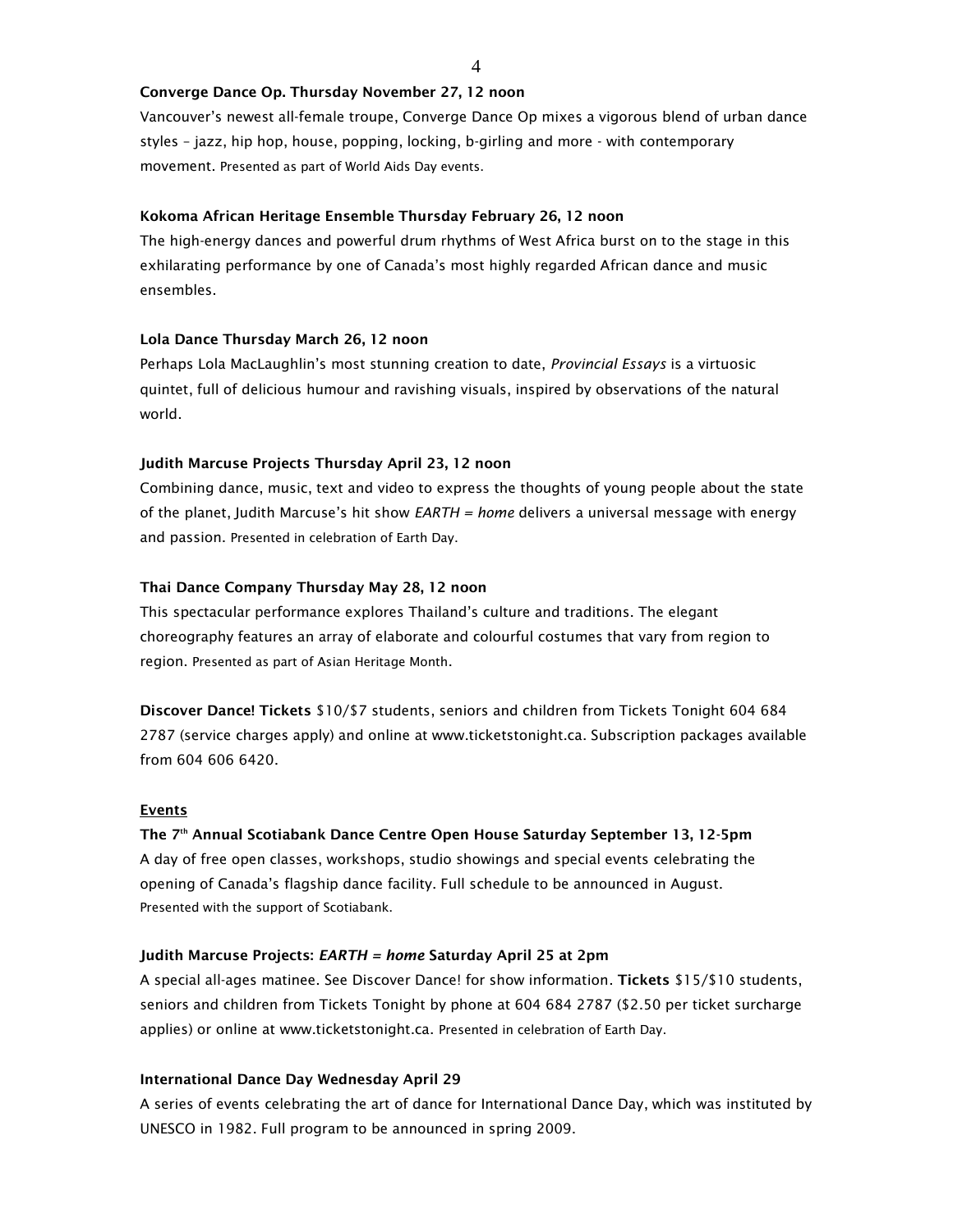**Converge Dance Op. Thursday November 27, 12 noon**

Vancouver's newest all-female troupe, Converge Dance Op mixes a vigorous blend of urban dance styles – jazz, hip hop, house, popping, locking, b-girling and more - with contemporary movement. Presented as part of World Aids Day events.

**Kokoma African Heritage Ensemble Thursday February 26, 12 noon**

The high-energy dances and powerful drum rhythms of West Africa burst on to the stage in this exhilarating performance by one of Canada's most highly regarded African dance and music ensembles.

**Lola Dance Thursday March 26, 12 noon**

Perhaps Lola MacLaughlin's most stunning creation to date, *Provincial Essays* is a virtuosic quintet, full of delicious humour and ravishing visuals, inspired by observations of the natural world.

**Judith Marcuse Projects Thursday April 23, 12 noon**

Combining dance, music, text and video to express the thoughts of young people about the state of the planet, Judith Marcuse's hit show *EARTH = home* delivers a universal message with energy and passion. Presented in celebration of Earth Day.

**Thai Dance Company Thursday May 28, 12 noon**

This spectacular performance explores Thailand's culture and traditions. The elegant choreography features an array of elaborate and colourful costumes that vary from region to region. Presented as part of Asian Heritage Month.

**Discover Dance! Tickets** $10/$7 students, seniors and children from Tickets Tonight 604 684 2787 (service charges apply) and online at www.ticketstonight.ca. Subscription packages available from 604 606 6420.

**Events**

**The 7th Annual Scotiabank Dance Centre Open House Saturday September 13, 12-5pm**

A day of free open classes, workshops, studio showings and special events celebrating the opening of Canada's flagship dance facility. Full schedule to be announced in August. Presented with the support of Scotiabank.

**Judith Marcuse Projects: *EARTH = home* Saturday April 25 at 2pm**

A special all-ages matinee. See Discover Dance! for show information. **Tickets** $15/$10 students, seniors and children from Tickets Tonight by phone at 604 684 2787 ($2.50 per ticket surcharge applies) or online at www.ticketstonight.ca. Presented in celebration of Earth Day.

**International Dance Day Wednesday April 29**

A series of events celebrating the art of dance for International Dance Day, which was instituted by UNESCO in 1982. Full program to be announced in spring 2009.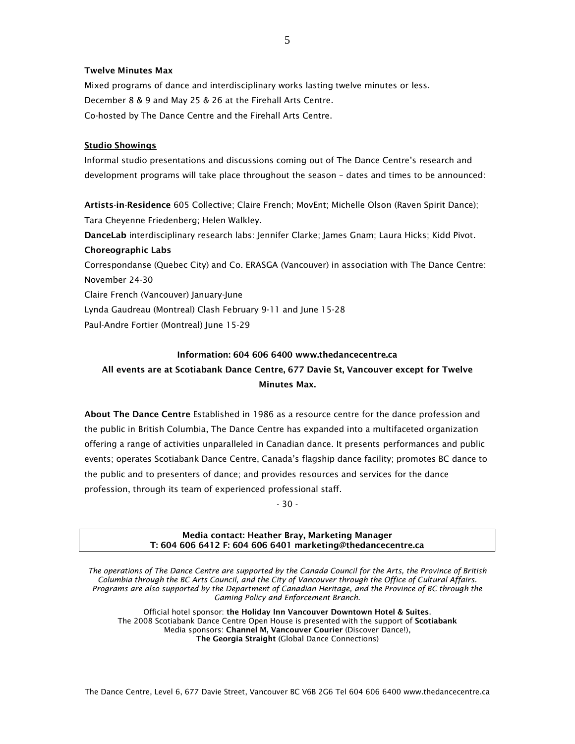**Twelve Minutes Max**

Mixed programs of dance and interdisciplinary works lasting twelve minutes or less.

December 8 & 9 and May 25 & 26 at the Firehall Arts Centre.

Co-hosted by The Dance Centre and the Firehall Arts Centre.

**Studio Showings**

Informal studio presentations and discussions coming out of The Dance Centre's research and development programs will take place throughout the season – dates and times to be announced:

**Artists-in-Residence** 605 Collective; Claire French; MovEnt; Michelle Olson (Raven Spirit Dance); Tara Cheyenne Friedenberg; Helen Walkley.

**DanceLab** interdisciplinary research labs: Jennifer Clarke; James Gnam; Laura Hicks; Kidd Pivot.

**Choreographic Labs**

Correspondanse (Quebec City) and Co. ERASGA (Vancouver) in association with The Dance Centre: November 24-30

Claire French (Vancouver) January-June

Lynda Gaudreau (Montreal) Clash February 9-11 and June 15-28

Paul-Andre Fortier (Montreal) June 15-29

**Information: 604 606 6400 www.thedancecentre.ca**

**All events are at Scotiabank Dance Centre, 677 Davie St, Vancouver except for Twelve Minutes Max.**

**About The Dance Centre** Established in 1986 as a resource centre for the dance profession and the public in British Columbia, The Dance Centre has expanded into a multifaceted organization offering a range of activities unparalleled in Canadian dance. It presents performances and public events; operates Scotiabank Dance Centre, Canada's flagship dance facility; promotes BC dance to the public and to presenters of dance; and provides resources and services for the dance profession, through its team of experienced professional staff.

- 30 -

**Media contact: Heather Bray, Marketing Manager**
**T: 604 606 6412 F: 604 606 6401 marketing@thedancecentre.ca**

*The operations of The Dance Centre are supported by the Canada Council for the Arts, the Province of British Columbia through the BC Arts Council, and the City of Vancouver through the Office of Cultural Affairs. Programs are also supported by the Department of Canadian Heritage, and the Province of BC through the Gaming Policy and Enforcement Branch.*

Official hotel sponsor: **the Holiday Inn Vancouver Downtown Hotel & Suites**.
The 2008 Scotiabank Dance Centre Open House is presented with the support of **Scotiabank**
Media sponsors: **Channel M, Vancouver Courier** (Discover Dance!),
**The Georgia Straight** (Global Dance Connections)

The Dance Centre, Level 6, 677 Davie Street, Vancouver BC V6B 2G6 Tel 604 606 6400 www.thedancecentre.ca